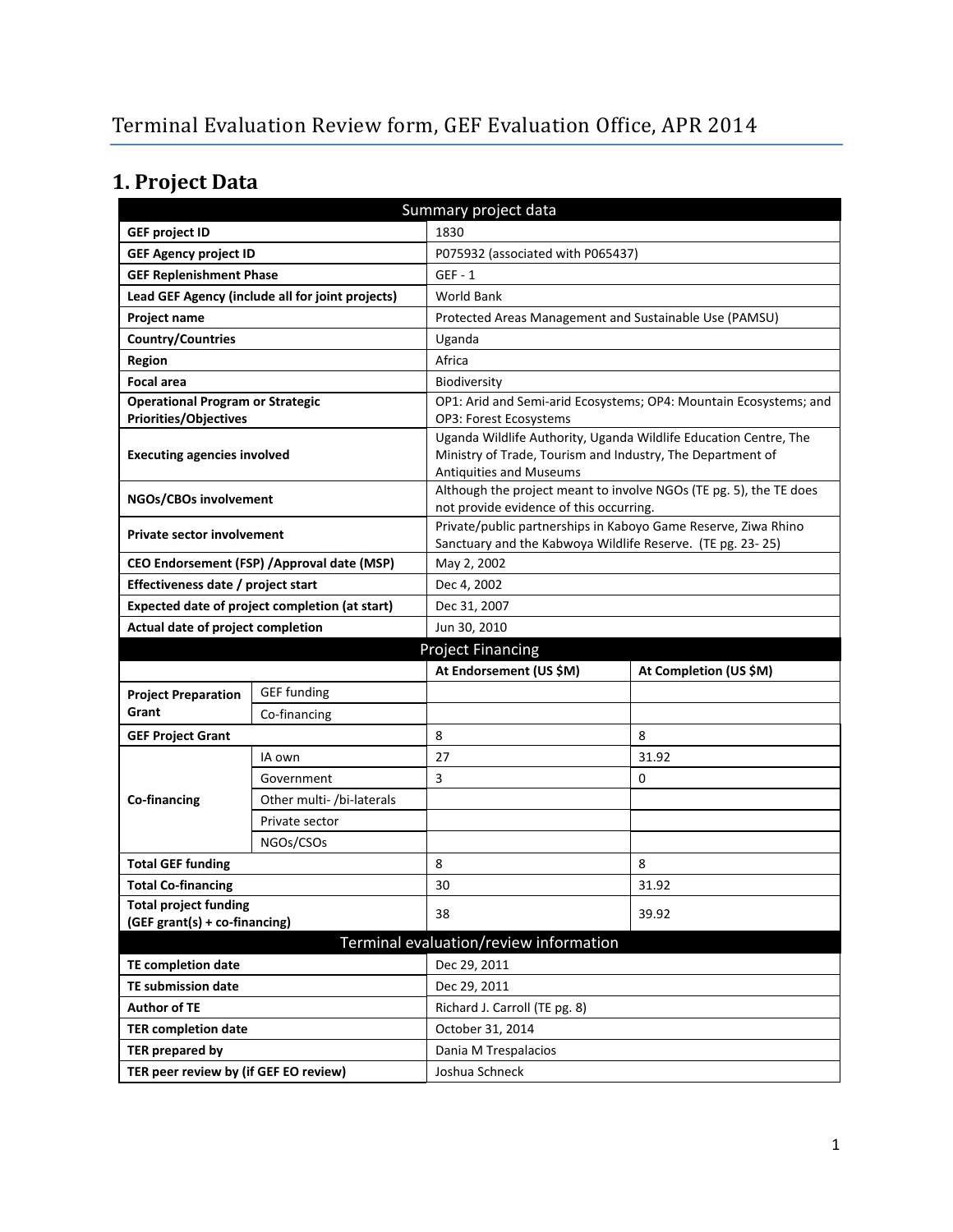# Terminal Evaluation Review form, GEF Evaluation Office, APR 2014

## 1. Project Data

| Summary project data | | | |
|---|---|---|---|
| **GEF project ID** | | 1830 | |
| **GEF Agency project ID** | | P075932 (associated with P065437) | |
| **GEF Replenishment Phase** | | GEF - 1 | |
| **Lead GEF Agency (include all for joint projects)** | | World Bank | |
| **Project name** | | Protected Areas Management and Sustainable Use (PAMSU) | |
| **Country/Countries** | | Uganda | |
| **Region** | | Africa | |
| **Focal area** | | Biodiversity | |
| **Operational Program or Strategic Priorities/Objectives** | | OP1: Arid and Semi-arid Ecosystems; OP4: Mountain Ecosystems; and OP3: Forest Ecosystems | |
| **Executing agencies involved** | | Uganda Wildlife Authority, Uganda Wildlife Education Centre, The Ministry of Trade, Tourism and Industry, The Department of Antiquities and Museums | |
| **NGOs/CBOs involvement** | | Although the project meant to involve NGOs (TE pg. 5), the TE does not provide evidence of this occurring. | |
| **Private sector involvement** | | Private/public partnerships in Kaboyo Game Reserve, Ziwa Rhino Sanctuary and the Kabwoya Wildlife Reserve. (TE pg. 23- 25) | |
| **CEO Endorsement (FSP) /Approval date (MSP)** | | May 2, 2002 | |
| **Effectiveness date / project start** | | Dec 4, 2002 | |
| **Expected date of project completion (at start)** | | Dec 31, 2007 | |
| **Actual date of project completion** | | Jun 30, 2010 | |
| **Project Financing** | | | |
| | | **At Endorsement (US $M)** | **At Completion (US $M)** |
| **Project Preparation Grant** | GEF funding | | |
| | Co-financing | | |
| **GEF Project Grant** | | 8 | 8 |
| **Co-financing** | IA own | 27 | 31.92 |
| | Government | 3 | 0 |
| | Other multi- /bi-laterals | | |
| | Private sector | | |
| | NGOs/CSOs | | |
| **Total GEF funding** | | 8 | 8 |
| **Total Co-financing** | | 30 | 31.92 |
| **Total project funding (GEF grant(s) + co-financing)** | | 38 | 39.92 |
| **Terminal evaluation/review information** | | | |
| **TE completion date** | | Dec 29, 2011 | |
| **TE submission date** | | Dec 29, 2011 | |
| **Author of TE** | | Richard J. Carroll (TE pg. 8) | |
| **TER completion date** | | October 31, 2014 | |
| **TER prepared by** | | Dania M Trespalacios | |
| **TER peer review by (if GEF EO review)** | | Joshua Schneck | |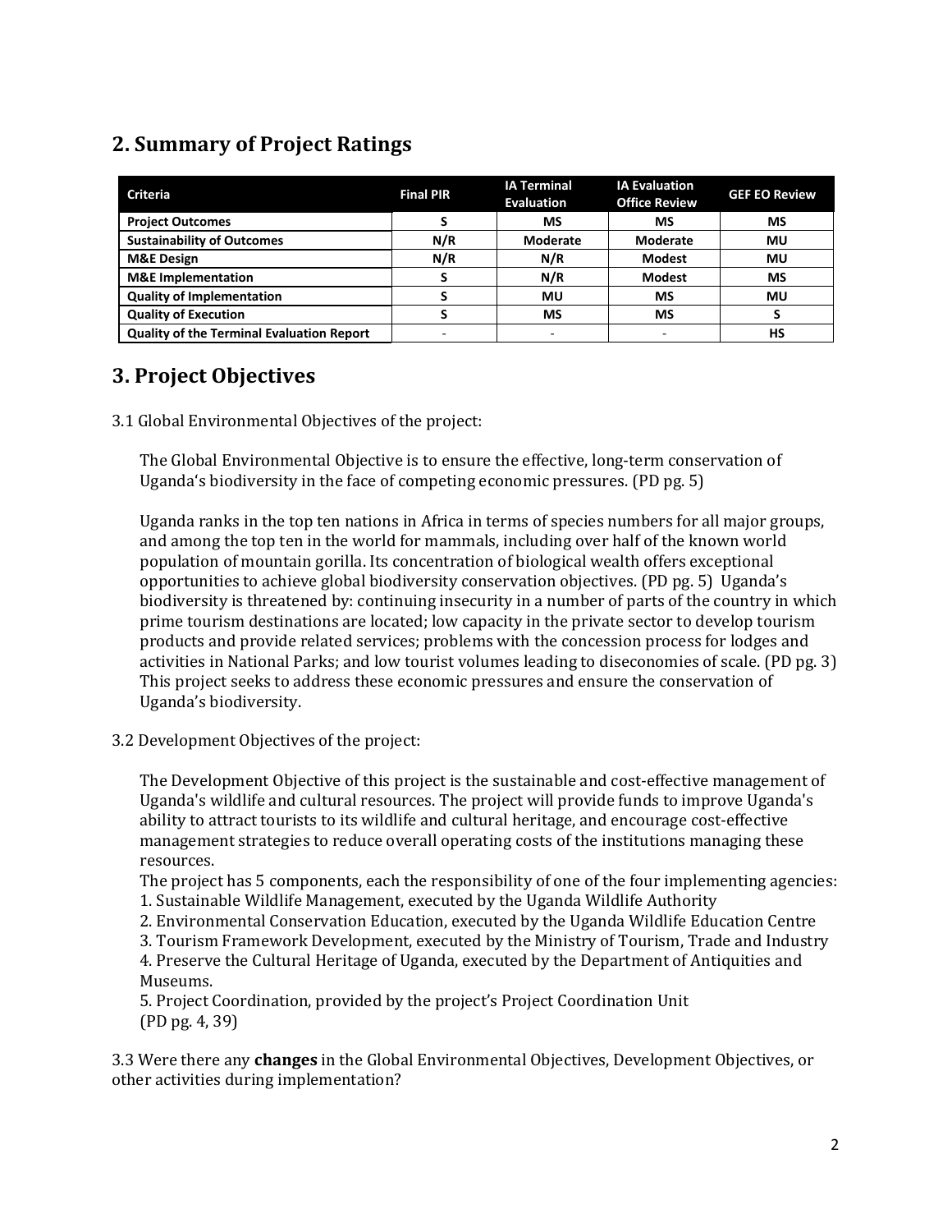## 2. Summary of Project Ratings

| Criteria | Final PIR | IA Terminal Evaluation | IA Evaluation Office Review | GEF EO Review |
|---|---|---|---|---|
| Project Outcomes | S | MS | MS | MS |
| Sustainability of Outcomes | N/R | Moderate | Moderate | MU |
| M&E Design | N/R | N/R | Modest | MU |
| M&E Implementation | S | N/R | Modest | MS |
| Quality of Implementation | S | MU | MS | MU |
| Quality of Execution | S | MS | MS | S |
| Quality of the Terminal Evaluation Report | - | - | - | HS |

## 3. Project Objectives

3.1 Global Environmental Objectives of the project:

The Global Environmental Objective is to ensure the effective, long-term conservation of Uganda's biodiversity in the face of competing economic pressures. (PD pg. 5)

Uganda ranks in the top ten nations in Africa in terms of species numbers for all major groups, and among the top ten in the world for mammals, including over half of the known world population of mountain gorilla. Its concentration of biological wealth offers exceptional opportunities to achieve global biodiversity conservation objectives. (PD pg. 5) Uganda's biodiversity is threatened by: continuing insecurity in a number of parts of the country in which prime tourism destinations are located; low capacity in the private sector to develop tourism products and provide related services; problems with the concession process for lodges and activities in National Parks; and low tourist volumes leading to diseconomies of scale. (PD pg. 3) This project seeks to address these economic pressures and ensure the conservation of Uganda's biodiversity.

3.2 Development Objectives of the project:

The Development Objective of this project is the sustainable and cost-effective management of Uganda's wildlife and cultural resources. The project will provide funds to improve Uganda's ability to attract tourists to its wildlife and cultural heritage, and encourage cost-effective management strategies to reduce overall operating costs of the institutions managing these resources.

The project has 5 components, each the responsibility of one of the four implementing agencies:
1. Sustainable Wildlife Management, executed by the Uganda Wildlife Authority
2. Environmental Conservation Education, executed by the Uganda Wildlife Education Centre
3. Tourism Framework Development, executed by the Ministry of Tourism, Trade and Industry
4. Preserve the Cultural Heritage of Uganda, executed by the Department of Antiquities and Museums.
5. Project Coordination, provided by the project's Project Coordination Unit

(PD pg. 4, 39)

3.3 Were there any **changes** in the Global Environmental Objectives, Development Objectives, or other activities during implementation?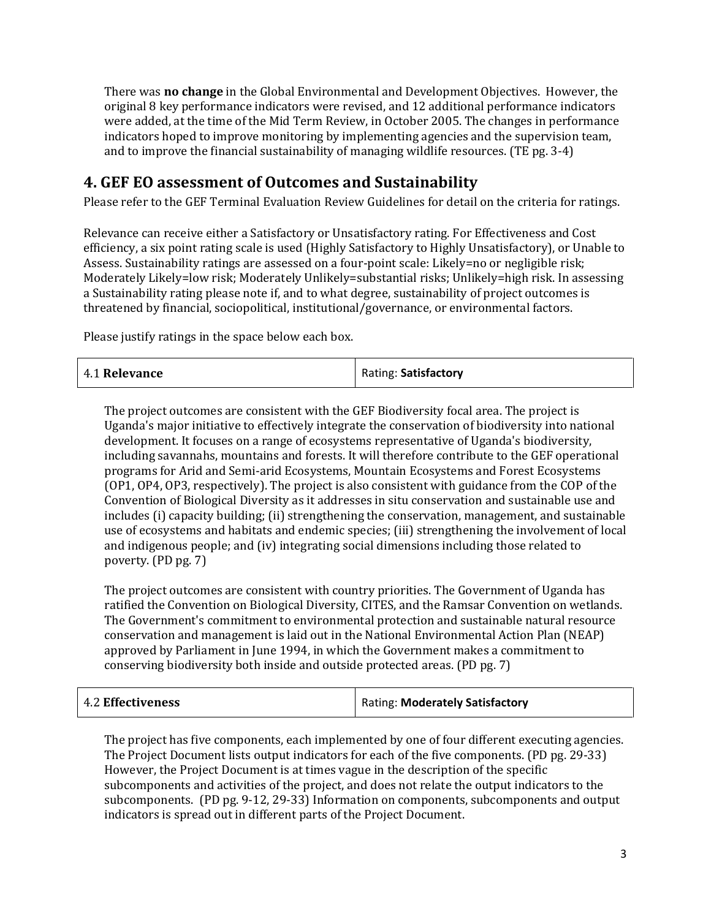There was **no change** in the Global Environmental and Development Objectives. However, the original 8 key performance indicators were revised, and 12 additional performance indicators were added, at the time of the Mid Term Review, in October 2005. The changes in performance indicators hoped to improve monitoring by implementing agencies and the supervision team, and to improve the financial sustainability of managing wildlife resources. (TE pg. 3-4)

## 4. GEF EO assessment of Outcomes and Sustainability

Please refer to the GEF Terminal Evaluation Review Guidelines for detail on the criteria for ratings.

Relevance can receive either a Satisfactory or Unsatisfactory rating. For Effectiveness and Cost efficiency, a six point rating scale is used (Highly Satisfactory to Highly Unsatisfactory), or Unable to Assess. Sustainability ratings are assessed on a four-point scale: Likely=no or negligible risk; Moderately Likely=low risk; Moderately Unlikely=substantial risks; Unlikely=high risk. In assessing a Sustainability rating please note if, and to what degree, sustainability of project outcomes is threatened by financial, sociopolitical, institutional/governance, or environmental factors.

Please justify ratings in the space below each box.

| 4.1 **Relevance** | Rating: **Satisfactory** |
|---|---|

The project outcomes are consistent with the GEF Biodiversity focal area. The project is Uganda's major initiative to effectively integrate the conservation of biodiversity into national development. It focuses on a range of ecosystems representative of Uganda's biodiversity, including savannahs, mountains and forests. It will therefore contribute to the GEF operational programs for Arid and Semi-arid Ecosystems, Mountain Ecosystems and Forest Ecosystems (OP1, OP4, OP3, respectively). The project is also consistent with guidance from the COP of the Convention of Biological Diversity as it addresses in situ conservation and sustainable use and includes (i) capacity building; (ii) strengthening the conservation, management, and sustainable use of ecosystems and habitats and endemic species; (iii) strengthening the involvement of local and indigenous people; and (iv) integrating social dimensions including those related to poverty. (PD pg. 7)

The project outcomes are consistent with country priorities. The Government of Uganda has ratified the Convention on Biological Diversity, CITES, and the Ramsar Convention on wetlands. The Government's commitment to environmental protection and sustainable natural resource conservation and management is laid out in the National Environmental Action Plan (NEAP) approved by Parliament in June 1994, in which the Government makes a commitment to conserving biodiversity both inside and outside protected areas. (PD pg. 7)

| 4.2 **Effectiveness** | Rating: **Moderately Satisfactory** |
|---|---|

The project has five components, each implemented by one of four different executing agencies. The Project Document lists output indicators for each of the five components. (PD pg. 29-33) However, the Project Document is at times vague in the description of the specific subcomponents and activities of the project, and does not relate the output indicators to the subcomponents. (PD pg. 9-12, 29-33) Information on components, subcomponents and output indicators is spread out in different parts of the Project Document.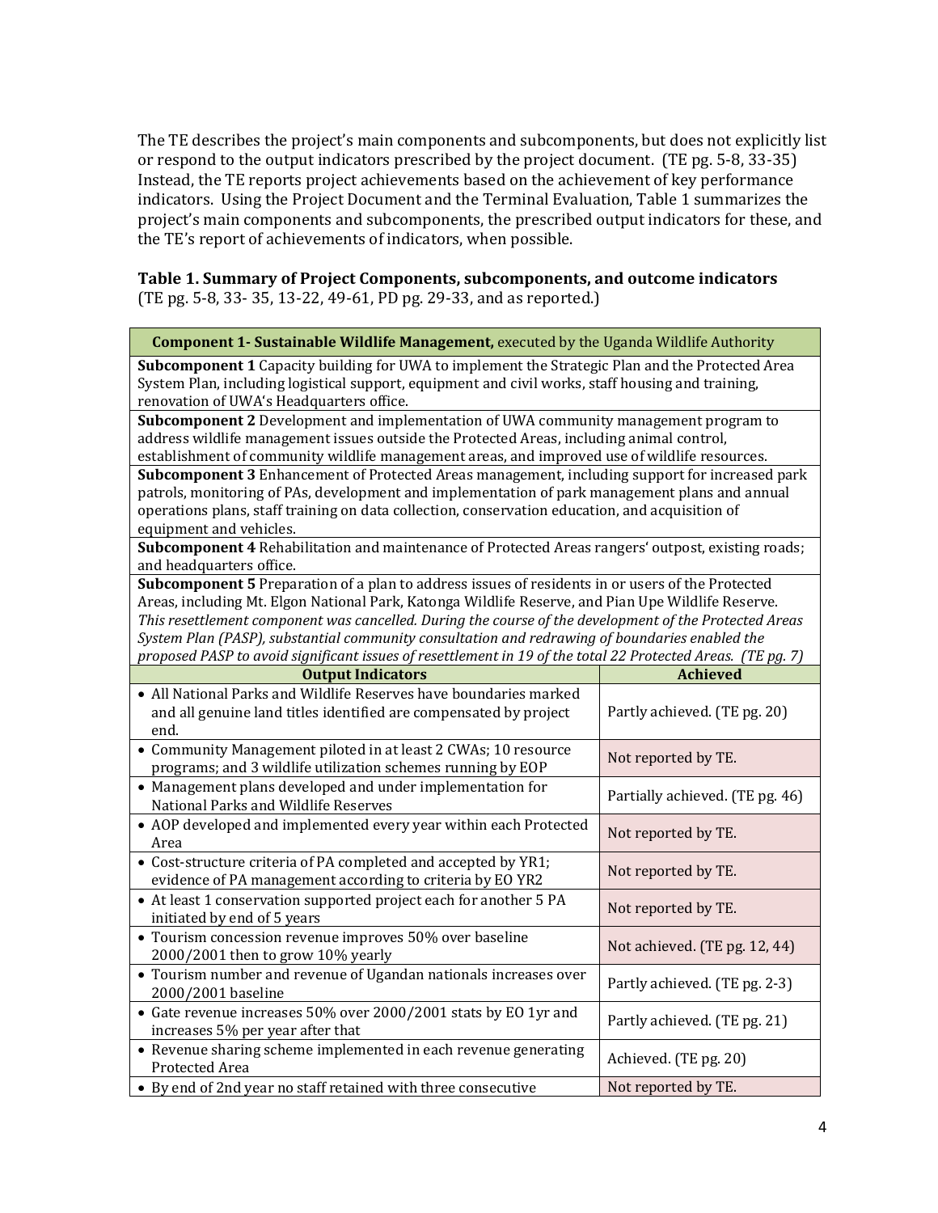The TE describes the project's main components and subcomponents, but does not explicitly list or respond to the output indicators prescribed by the project document. (TE pg. 5-8, 33-35) Instead, the TE reports project achievements based on the achievement of key performance indicators. Using the Project Document and the Terminal Evaluation, Table 1 summarizes the project's main components and subcomponents, the prescribed output indicators for these, and the TE's report of achievements of indicators, when possible.

**Table 1. Summary of Project Components, subcomponents, and outcome indicators** (TE pg. 5-8, 33- 35, 13-22, 49-61, PD pg. 29-33, and as reported.)

| **Component 1- Sustainable Wildlife Management,** executed by the Uganda Wildlife Authority | |
|---|---|
| **Subcomponent 1** Capacity building for UWA to implement the Strategic Plan and the Protected Area System Plan, including logistical support, equipment and civil works, staff housing and training, renovation of UWA's Headquarters office. | |
| **Subcomponent 2** Development and implementation of UWA community management program to address wildlife management issues outside the Protected Areas, including animal control, establishment of community wildlife management areas, and improved use of wildlife resources. | |
| **Subcomponent 3** Enhancement of Protected Areas management, including support for increased park patrols, monitoring of PAs, development and implementation of park management plans and annual operations plans, staff training on data collection, conservation education, and acquisition of equipment and vehicles. | |
| **Subcomponent 4** Rehabilitation and maintenance of Protected Areas rangers' outpost, existing roads; and headquarters office. | |
| **Subcomponent 5** Preparation of a plan to address issues of residents in or users of the Protected Areas, including Mt. Elgon National Park, Katonga Wildlife Reserve, and Pian Upe Wildlife Reserve. *This resettlement component was cancelled. During the course of the development of the Protected Areas System Plan (PASP), substantial community consultation and redrawing of boundaries enabled the proposed PASP to avoid significant issues of resettlement in 19 of the total 22 Protected Areas. (TE pg. 7)* | |
| **Output Indicators** | **Achieved** |
| • All National Parks and Wildlife Reserves have boundaries marked and all genuine land titles identified are compensated by project end. | Partly achieved. (TE pg. 20) |
| • Community Management piloted in at least 2 CWAs; 10 resource programs; and 3 wildlife utilization schemes running by EOP | Not reported by TE. |
| • Management plans developed and under implementation for National Parks and Wildlife Reserves | Partially achieved. (TE pg. 46) |
| • AOP developed and implemented every year within each Protected Area | Not reported by TE. |
| • Cost-structure criteria of PA completed and accepted by YR1; evidence of PA management according to criteria by EO YR2 | Not reported by TE. |
| • At least 1 conservation supported project each for another 5 PA initiated by end of 5 years | Not reported by TE. |
| • Tourism concession revenue improves 50% over baseline 2000/2001 then to grow 10% yearly | Not achieved. (TE pg. 12, 44) |
| • Tourism number and revenue of Ugandan nationals increases over 2000/2001 baseline | Partly achieved. (TE pg. 2-3) |
| • Gate revenue increases 50% over 2000/2001 stats by EO 1yr and increases 5% per year after that | Partly achieved. (TE pg. 21) |
| • Revenue sharing scheme implemented in each revenue generating Protected Area | Achieved. (TE pg. 20) |
| • By end of 2nd year no staff retained with three consecutive | Not reported by TE. |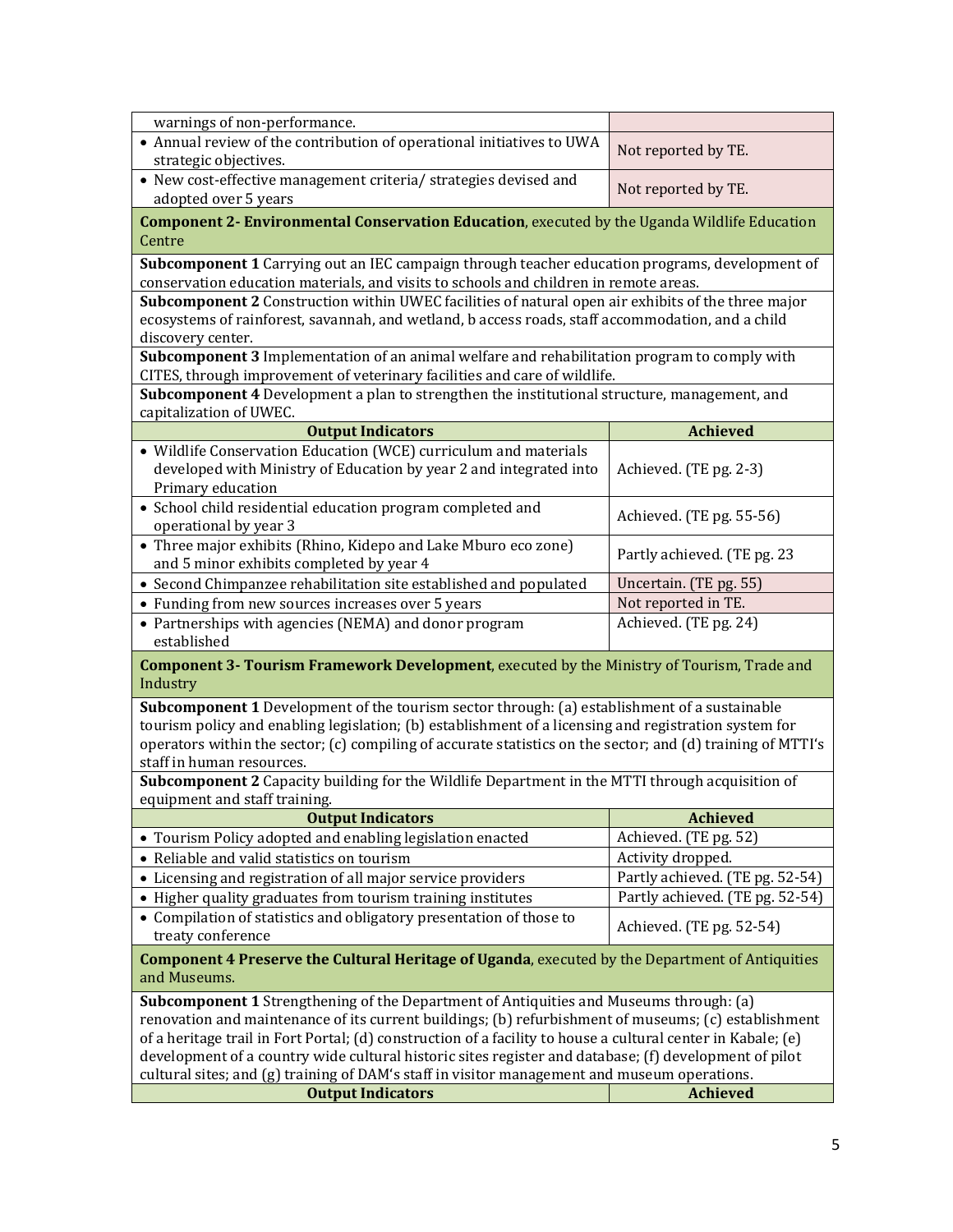| | |
|---|---|
| warnings of non-performance. | |
| • Annual review of the contribution of operational initiatives to UWA strategic objectives. | Not reported by TE. |
| • New cost-effective management criteria/ strategies devised and adopted over 5 years | Not reported by TE. |
| **Component 2- Environmental Conservation Education**, executed by the Uganda Wildlife Education Centre | |
| **Subcomponent 1** Carrying out an IEC campaign through teacher education programs, development of conservation education materials, and visits to schools and children in remote areas. | |
| **Subcomponent 2** Construction within UWEC facilities of natural open air exhibits of the three major ecosystems of rainforest, savannah, and wetland, b access roads, staff accommodation, and a child discovery center. | |
| **Subcomponent 3** Implementation of an animal welfare and rehabilitation program to comply with CITES, through improvement of veterinary facilities and care of wildlife. | |
| **Subcomponent 4** Development a plan to strengthen the institutional structure, management, and capitalization of UWEC. | |
| **Output Indicators** | **Achieved** |
| • Wildlife Conservation Education (WCE) curriculum and materials developed with Ministry of Education by year 2 and integrated into Primary education | Achieved. (TE pg. 2-3) |
| • School child residential education program completed and operational by year 3 | Achieved. (TE pg. 55-56) |
| • Three major exhibits (Rhino, Kidepo and Lake Mburo eco zone) and 5 minor exhibits completed by year 4 | Partly achieved. (TE pg. 23 |
| • Second Chimpanzee rehabilitation site established and populated | Uncertain. (TE pg. 55) |
| • Funding from new sources increases over 5 years | Not reported in TE. |
| • Partnerships with agencies (NEMA) and donor program established | Achieved. (TE pg. 24) |
| **Component 3- Tourism Framework Development**, executed by the Ministry of Tourism, Trade and Industry | |
| **Subcomponent 1** Development of the tourism sector through: (a) establishment of a sustainable tourism policy and enabling legislation; (b) establishment of a licensing and registration system for operators within the sector; (c) compiling of accurate statistics on the sector; and (d) training of MTTI's staff in human resources. | |
| **Subcomponent 2** Capacity building for the Wildlife Department in the MTTI through acquisition of equipment and staff training. | |
| **Output Indicators** | **Achieved** |
| • Tourism Policy adopted and enabling legislation enacted | Achieved. (TE pg. 52) |
| • Reliable and valid statistics on tourism | Activity dropped. |
| • Licensing and registration of all major service providers | Partly achieved. (TE pg. 52-54) |
| • Higher quality graduates from tourism training institutes | Partly achieved. (TE pg. 52-54) |
| • Compilation of statistics and obligatory presentation of those to treaty conference | Achieved. (TE pg. 52-54) |
| **Component 4 Preserve the Cultural Heritage of Uganda**, executed by the Department of Antiquities and Museums. | |
| **Subcomponent 1** Strengthening of the Department of Antiquities and Museums through: (a) renovation and maintenance of its current buildings; (b) refurbishment of museums; (c) establishment of a heritage trail in Fort Portal; (d) construction of a facility to house a cultural center in Kabale; (e) development of a country wide cultural historic sites register and database; (f) development of pilot cultural sites; and (g) training of DAM's staff in visitor management and museum operations. | |
| **Output Indicators** | **Achieved** |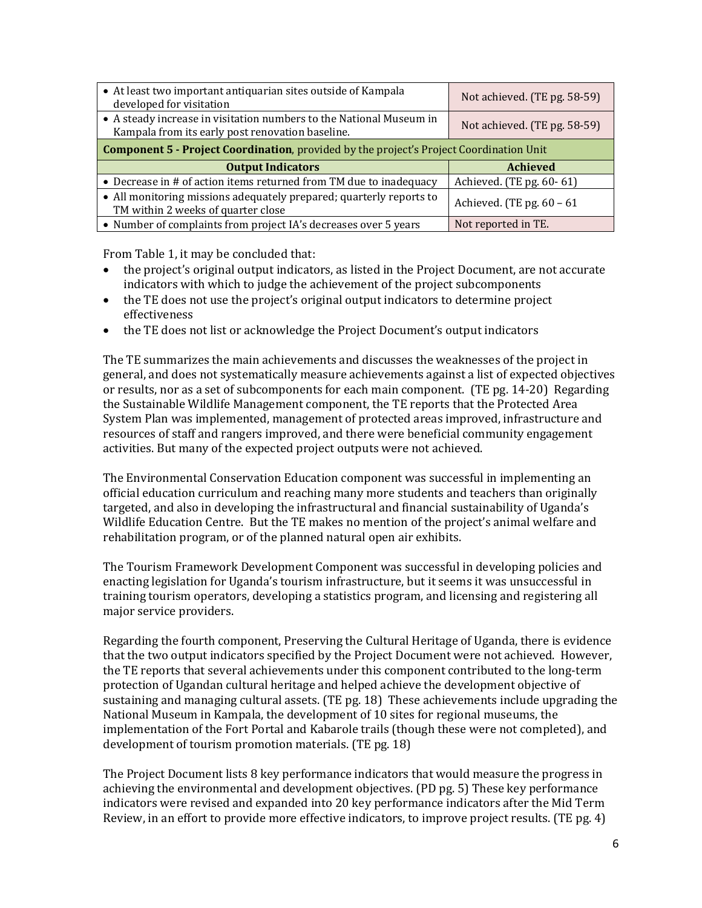| | |
|---|---|
| • At least two important antiquarian sites outside of Kampala developed for visitation | Not achieved. (TE pg. 58-59) |
| • A steady increase in visitation numbers to the National Museum in Kampala from its early post renovation baseline. | Not achieved. (TE pg. 58-59) |
| **Component 5 - Project Coordination**, provided by the project's Project Coordination Unit | |
| **Output Indicators** | **Achieved** |
| • Decrease in # of action items returned from TM due to inadequacy | Achieved. (TE pg. 60- 61) |
| • All monitoring missions adequately prepared; quarterly reports to TM within 2 weeks of quarter close | Achieved. (TE pg. 60 – 61 |
| • Number of complaints from project IA's decreases over 5 years | Not reported in TE. |

From Table 1, it may be concluded that:

- the project's original output indicators, as listed in the Project Document, are not accurate indicators with which to judge the achievement of the project subcomponents
- the TE does not use the project's original output indicators to determine project effectiveness
- the TE does not list or acknowledge the Project Document's output indicators

The TE summarizes the main achievements and discusses the weaknesses of the project in general, and does not systematically measure achievements against a list of expected objectives or results, nor as a set of subcomponents for each main component. (TE pg. 14-20) Regarding the Sustainable Wildlife Management component, the TE reports that the Protected Area System Plan was implemented, management of protected areas improved, infrastructure and resources of staff and rangers improved, and there were beneficial community engagement activities. But many of the expected project outputs were not achieved.

The Environmental Conservation Education component was successful in implementing an official education curriculum and reaching many more students and teachers than originally targeted, and also in developing the infrastructural and financial sustainability of Uganda's Wildlife Education Centre. But the TE makes no mention of the project's animal welfare and rehabilitation program, or of the planned natural open air exhibits.

The Tourism Framework Development Component was successful in developing policies and enacting legislation for Uganda's tourism infrastructure, but it seems it was unsuccessful in training tourism operators, developing a statistics program, and licensing and registering all major service providers.

Regarding the fourth component, Preserving the Cultural Heritage of Uganda, there is evidence that the two output indicators specified by the Project Document were not achieved. However, the TE reports that several achievements under this component contributed to the long-term protection of Ugandan cultural heritage and helped achieve the development objective of sustaining and managing cultural assets. (TE pg. 18) These achievements include upgrading the National Museum in Kampala, the development of 10 sites for regional museums, the implementation of the Fort Portal and Kabarole trails (though these were not completed), and development of tourism promotion materials. (TE pg. 18)

The Project Document lists 8 key performance indicators that would measure the progress in achieving the environmental and development objectives. (PD pg. 5) These key performance indicators were revised and expanded into 20 key performance indicators after the Mid Term Review, in an effort to provide more effective indicators, to improve project results. (TE pg. 4)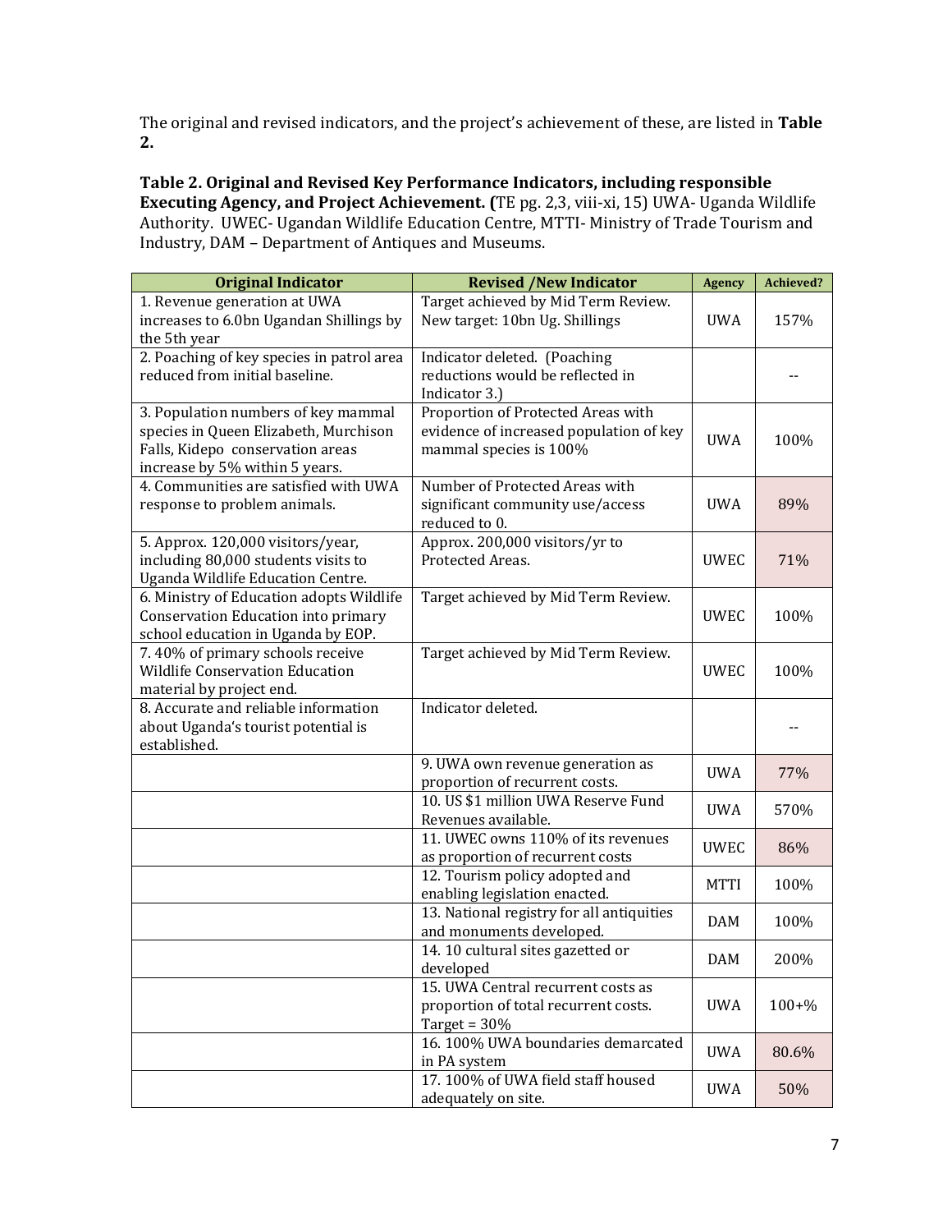The original and revised indicators, and the project's achievement of these, are listed in **Table 2.**

**Table 2. Original and Revised Key Performance Indicators, including responsible Executing Agency, and Project Achievement. (**TE pg. 2,3, viii-xi, 15) UWA- Uganda Wildlife Authority. UWEC- Ugandan Wildlife Education Centre, MTTI- Ministry of Trade Tourism and Industry, DAM – Department of Antiques and Museums.

| Original Indicator | Revised /New Indicator | Agency | Achieved? |
|---|---|---|---|
| 1. Revenue generation at UWA increases to 6.0bn Ugandan Shillings by the 5th year | Target achieved by Mid Term Review. New target: 10bn Ug. Shillings | UWA | 157% |
| 2. Poaching of key species in patrol area reduced from initial baseline. | Indicator deleted. (Poaching reductions would be reflected in Indicator 3.) | | -- |
| 3. Population numbers of key mammal species in Queen Elizabeth, Murchison Falls, Kidepo conservation areas increase by 5% within 5 years. | Proportion of Protected Areas with evidence of increased population of key mammal species is 100% | UWA | 100% |
| 4. Communities are satisfied with UWA response to problem animals. | Number of Protected Areas with significant community use/access reduced to 0. | UWA | 89% |
| 5. Approx. 120,000 visitors/year, including 80,000 students visits to Uganda Wildlife Education Centre. | Approx. 200,000 visitors/yr to Protected Areas. | UWEC | 71% |
| 6. Ministry of Education adopts Wildlife Conservation Education into primary school education in Uganda by EOP. | Target achieved by Mid Term Review. | UWEC | 100% |
| 7. 40% of primary schools receive Wildlife Conservation Education material by project end. | Target achieved by Mid Term Review. | UWEC | 100% |
| 8. Accurate and reliable information about Uganda's tourist potential is established. | Indicator deleted. | | -- |
| | 9. UWA own revenue generation as proportion of recurrent costs. | UWA | 77% |
| | 10. US $1 million UWA Reserve Fund Revenues available. | UWA | 570% |
| | 11. UWEC owns 110% of its revenues as proportion of recurrent costs | UWEC | 86% |
| | 12. Tourism policy adopted and enabling legislation enacted. | MTTI | 100% |
| | 13. National registry for all antiquities and monuments developed. | DAM | 100% |
| | 14. 10 cultural sites gazetted or developed | DAM | 200% |
| | 15. UWA Central recurrent costs as proportion of total recurrent costs. Target = 30% | UWA | 100+% |
| | 16. 100% UWA boundaries demarcated in PA system | UWA | 80.6% |
| | 17. 100% of UWA field staff housed adequately on site. | UWA | 50% |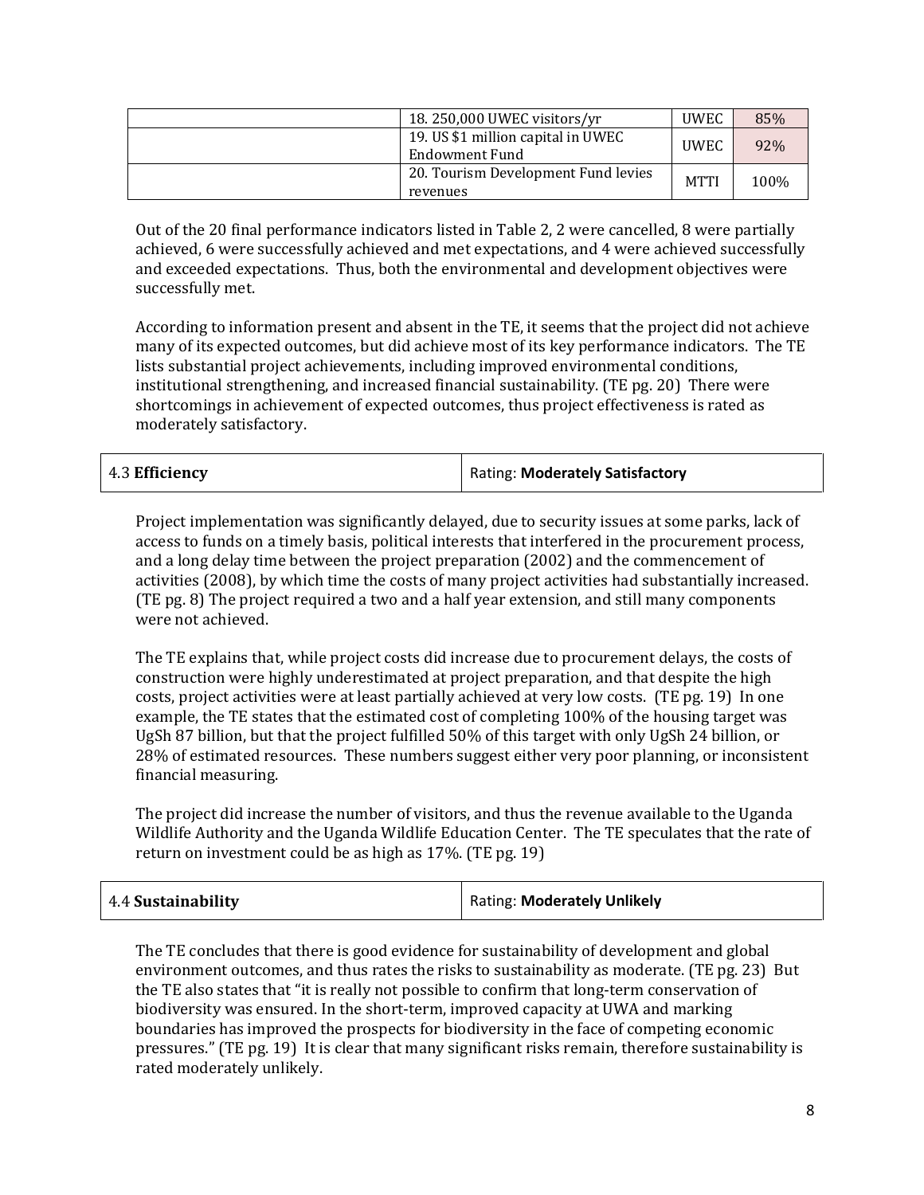| | | | |
|---|---|---|---|
| | 18. 250,000 UWEC visitors/yr | UWEC | 85% |
| | 19. US $1 million capital in UWEC Endowment Fund | UWEC | 92% |
| | 20. Tourism Development Fund levies revenues | MTTI | 100% |

Out of the 20 final performance indicators listed in Table 2, 2 were cancelled, 8 were partially achieved, 6 were successfully achieved and met expectations, and 4 were achieved successfully and exceeded expectations. Thus, both the environmental and development objectives were successfully met.

According to information present and absent in the TE, it seems that the project did not achieve many of its expected outcomes, but did achieve most of its key performance indicators. The TE lists substantial project achievements, including improved environmental conditions, institutional strengthening, and increased financial sustainability. (TE pg. 20) There were shortcomings in achievement of expected outcomes, thus project effectiveness is rated as moderately satisfactory.

| 4.3 **Efficiency** | Rating: **Moderately Satisfactory** |
|---|---|

Project implementation was significantly delayed, due to security issues at some parks, lack of access to funds on a timely basis, political interests that interfered in the procurement process, and a long delay time between the project preparation (2002) and the commencement of activities (2008), by which time the costs of many project activities had substantially increased. (TE pg. 8) The project required a two and a half year extension, and still many components were not achieved.

The TE explains that, while project costs did increase due to procurement delays, the costs of construction were highly underestimated at project preparation, and that despite the high costs, project activities were at least partially achieved at very low costs. (TE pg. 19) In one example, the TE states that the estimated cost of completing 100% of the housing target was UgSh 87 billion, but that the project fulfilled 50% of this target with only UgSh 24 billion, or 28% of estimated resources. These numbers suggest either very poor planning, or inconsistent financial measuring.

The project did increase the number of visitors, and thus the revenue available to the Uganda Wildlife Authority and the Uganda Wildlife Education Center. The TE speculates that the rate of return on investment could be as high as 17%. (TE pg. 19)

| 4.4 **Sustainability** | Rating: **Moderately Unlikely** |
|---|---|

The TE concludes that there is good evidence for sustainability of development and global environment outcomes, and thus rates the risks to sustainability as moderate. (TE pg. 23) But the TE also states that "it is really not possible to confirm that long-term conservation of biodiversity was ensured. In the short-term, improved capacity at UWA and marking boundaries has improved the prospects for biodiversity in the face of competing economic pressures." (TE pg. 19) It is clear that many significant risks remain, therefore sustainability is rated moderately unlikely.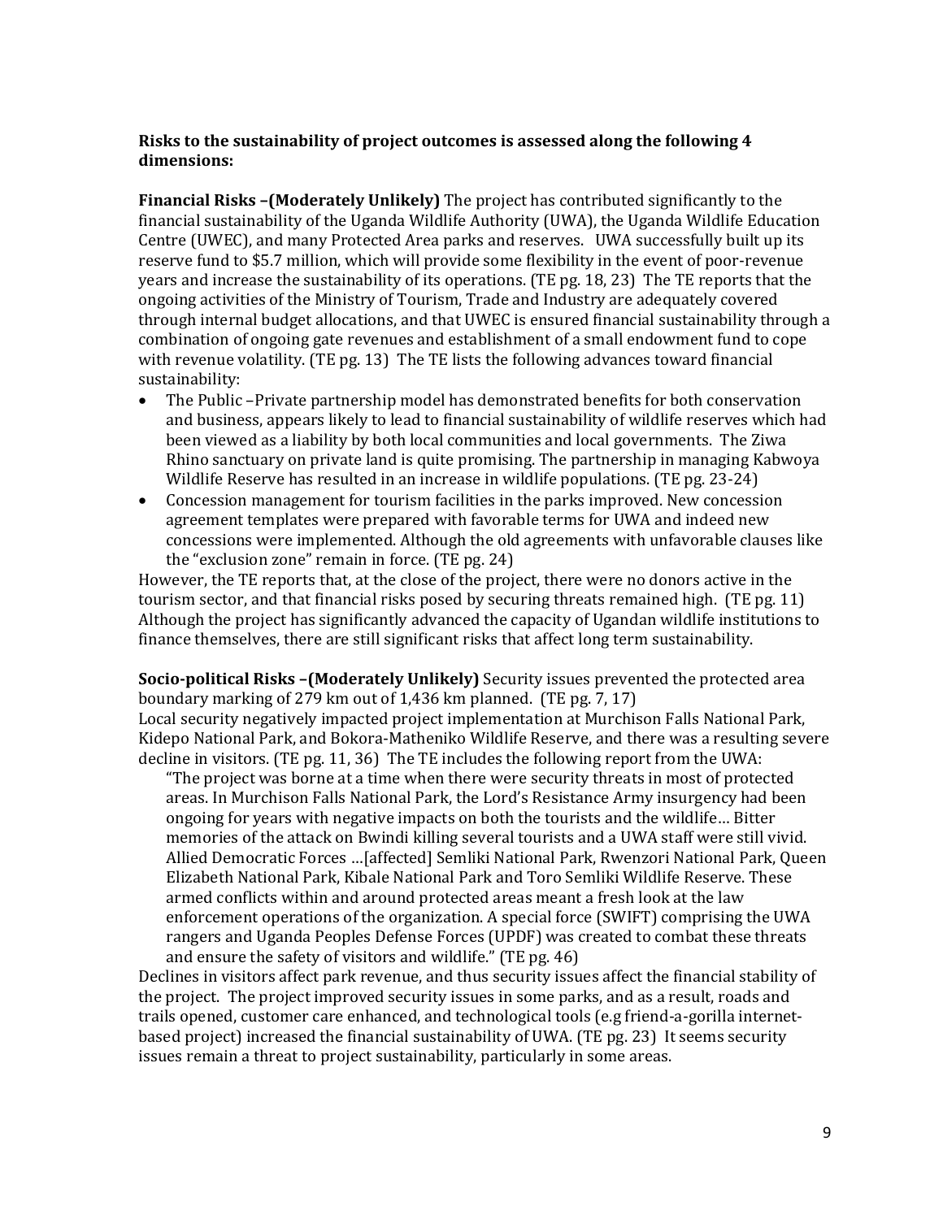**Risks to the sustainability of project outcomes is assessed along the following 4 dimensions:**

**Financial Risks –(Moderately Unlikely)** The project has contributed significantly to the financial sustainability of the Uganda Wildlife Authority (UWA), the Uganda Wildlife Education Centre (UWEC), and many Protected Area parks and reserves. UWA successfully built up its reserve fund to $5.7 million, which will provide some flexibility in the event of poor-revenue years and increase the sustainability of its operations. (TE pg. 18, 23) The TE reports that the ongoing activities of the Ministry of Tourism, Trade and Industry are adequately covered through internal budget allocations, and that UWEC is ensured financial sustainability through a combination of ongoing gate revenues and establishment of a small endowment fund to cope with revenue volatility. (TE pg. 13) The TE lists the following advances toward financial sustainability:

- The Public –Private partnership model has demonstrated benefits for both conservation and business, appears likely to lead to financial sustainability of wildlife reserves which had been viewed as a liability by both local communities and local governments. The Ziwa Rhino sanctuary on private land is quite promising. The partnership in managing Kabwoya Wildlife Reserve has resulted in an increase in wildlife populations. (TE pg. 23-24)
- Concession management for tourism facilities in the parks improved. New concession agreement templates were prepared with favorable terms for UWA and indeed new concessions were implemented. Although the old agreements with unfavorable clauses like the "exclusion zone" remain in force. (TE pg. 24)

However, the TE reports that, at the close of the project, there were no donors active in the tourism sector, and that financial risks posed by securing threats remained high. (TE pg. 11) Although the project has significantly advanced the capacity of Ugandan wildlife institutions to finance themselves, there are still significant risks that affect long term sustainability.

**Socio-political Risks –(Moderately Unlikely)** Security issues prevented the protected area boundary marking of 279 km out of 1,436 km planned. (TE pg. 7, 17)
Local security negatively impacted project implementation at Murchison Falls National Park, Kidepo National Park, and Bokora-Matheniko Wildlife Reserve, and there was a resulting severe decline in visitors. (TE pg. 11, 36) The TE includes the following report from the UWA:

> "The project was borne at a time when there were security threats in most of protected areas. In Murchison Falls National Park, the Lord's Resistance Army insurgency had been ongoing for years with negative impacts on both the tourists and the wildlife… Bitter memories of the attack on Bwindi killing several tourists and a UWA staff were still vivid. Allied Democratic Forces …[affected] Semliki National Park, Rwenzori National Park, Queen Elizabeth National Park, Kibale National Park and Toro Semliki Wildlife Reserve. These armed conflicts within and around protected areas meant a fresh look at the law enforcement operations of the organization. A special force (SWIFT) comprising the UWA rangers and Uganda Peoples Defense Forces (UPDF) was created to combat these threats and ensure the safety of visitors and wildlife." (TE pg. 46)

Declines in visitors affect park revenue, and thus security issues affect the financial stability of the project. The project improved security issues in some parks, and as a result, roads and trails opened, customer care enhanced, and technological tools (e.g friend-a-gorilla internet-based project) increased the financial sustainability of UWA. (TE pg. 23) It seems security issues remain a threat to project sustainability, particularly in some areas.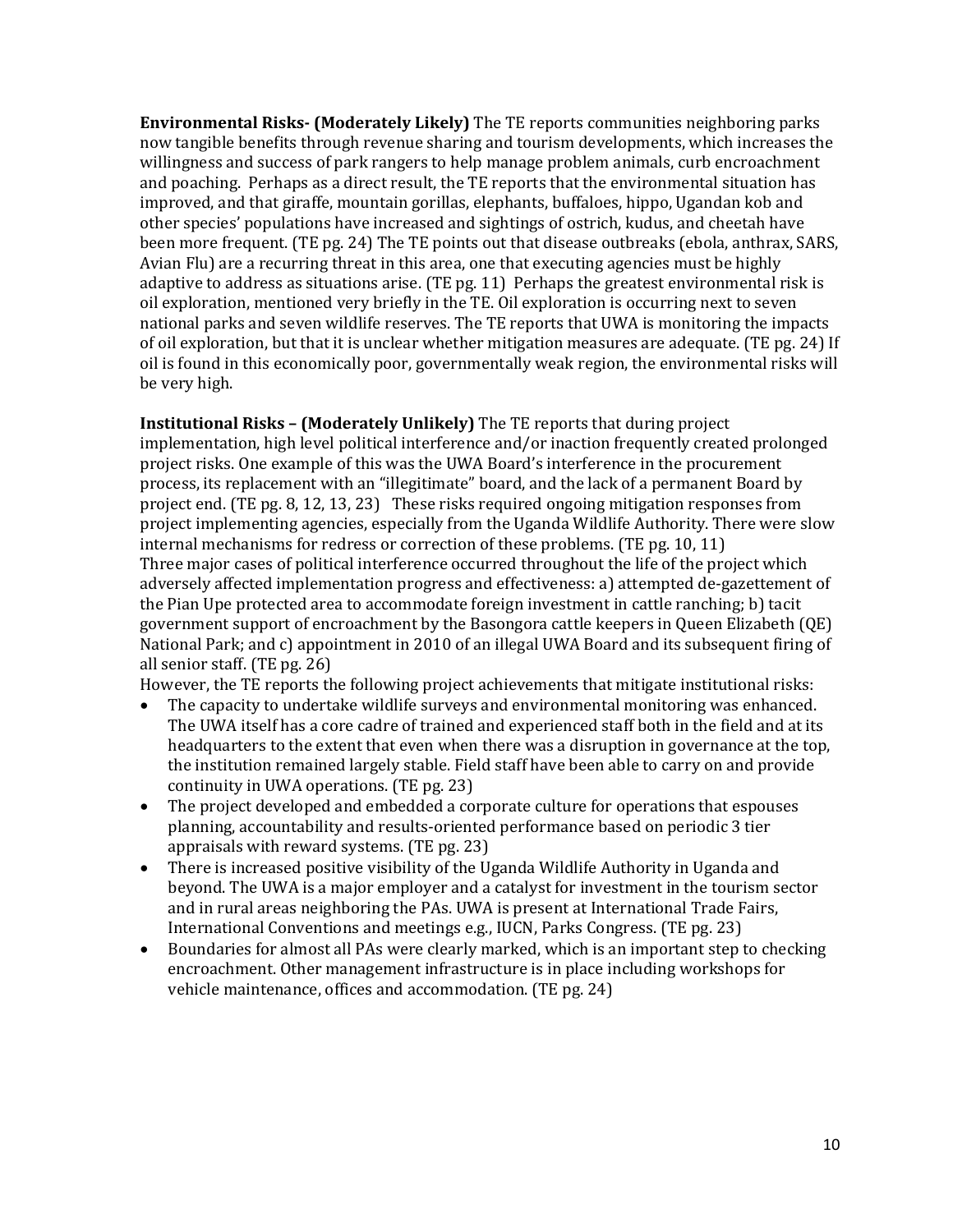**Environmental Risks- (Moderately Likely)** The TE reports communities neighboring parks now tangible benefits through revenue sharing and tourism developments, which increases the willingness and success of park rangers to help manage problem animals, curb encroachment and poaching. Perhaps as a direct result, the TE reports that the environmental situation has improved, and that giraffe, mountain gorillas, elephants, buffaloes, hippo, Ugandan kob and other species' populations have increased and sightings of ostrich, kudus, and cheetah have been more frequent. (TE pg. 24) The TE points out that disease outbreaks (ebola, anthrax, SARS, Avian Flu) are a recurring threat in this area, one that executing agencies must be highly adaptive to address as situations arise. (TE pg. 11) Perhaps the greatest environmental risk is oil exploration, mentioned very briefly in the TE. Oil exploration is occurring next to seven national parks and seven wildlife reserves. The TE reports that UWA is monitoring the impacts of oil exploration, but that it is unclear whether mitigation measures are adequate. (TE pg. 24) If oil is found in this economically poor, governmentally weak region, the environmental risks will be very high.

**Institutional Risks – (Moderately Unlikely)** The TE reports that during project implementation, high level political interference and/or inaction frequently created prolonged project risks. One example of this was the UWA Board's interference in the procurement process, its replacement with an "illegitimate" board, and the lack of a permanent Board by project end. (TE pg. 8, 12, 13, 23) These risks required ongoing mitigation responses from project implementing agencies, especially from the Uganda Wildlife Authority. There were slow internal mechanisms for redress or correction of these problems. (TE pg. 10, 11)
Three major cases of political interference occurred throughout the life of the project which adversely affected implementation progress and effectiveness: a) attempted de-gazettement of the Pian Upe protected area to accommodate foreign investment in cattle ranching; b) tacit government support of encroachment by the Basongora cattle keepers in Queen Elizabeth (QE) National Park; and c) appointment in 2010 of an illegal UWA Board and its subsequent firing of all senior staff. (TE pg. 26)
However, the TE reports the following project achievements that mitigate institutional risks:

- The capacity to undertake wildlife surveys and environmental monitoring was enhanced. The UWA itself has a core cadre of trained and experienced staff both in the field and at its headquarters to the extent that even when there was a disruption in governance at the top, the institution remained largely stable. Field staff have been able to carry on and provide continuity in UWA operations. (TE pg. 23)
- The project developed and embedded a corporate culture for operations that espouses planning, accountability and results-oriented performance based on periodic 3 tier appraisals with reward systems. (TE pg. 23)
- There is increased positive visibility of the Uganda Wildlife Authority in Uganda and beyond. The UWA is a major employer and a catalyst for investment in the tourism sector and in rural areas neighboring the PAs. UWA is present at International Trade Fairs, International Conventions and meetings e.g., IUCN, Parks Congress. (TE pg. 23)
- Boundaries for almost all PAs were clearly marked, which is an important step to checking encroachment. Other management infrastructure is in place including workshops for vehicle maintenance, offices and accommodation. (TE pg. 24)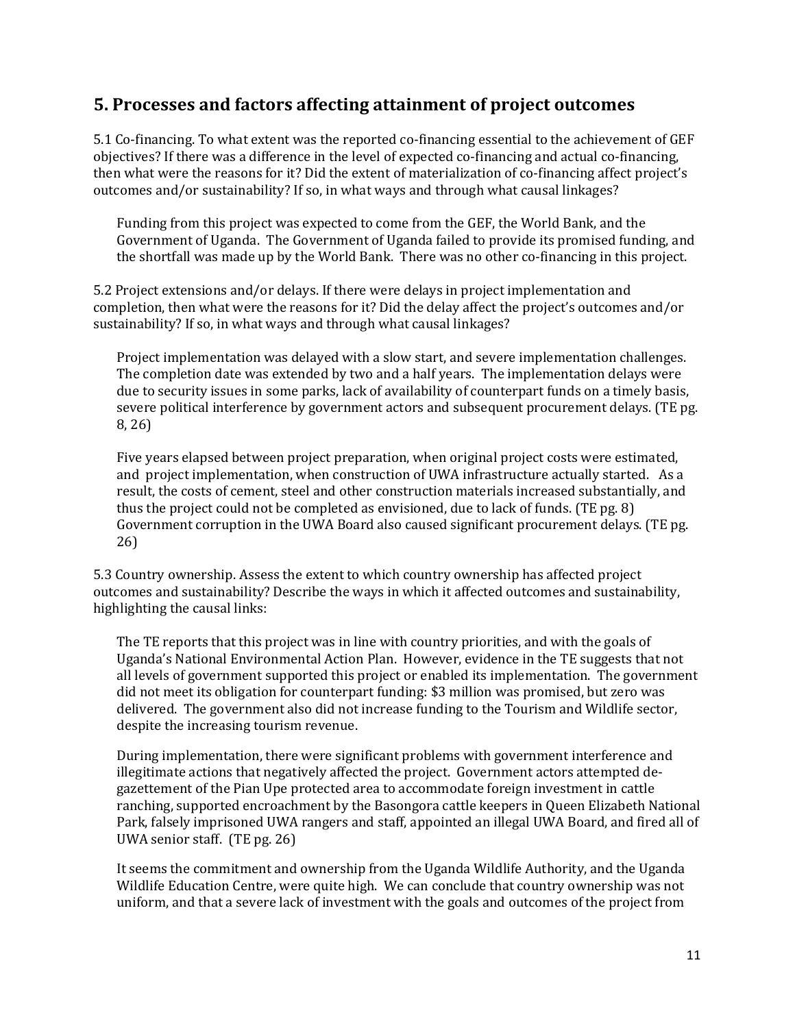## 5. Processes and factors affecting attainment of project outcomes

5.1 Co-financing. To what extent was the reported co-financing essential to the achievement of GEF objectives? If there was a difference in the level of expected co-financing and actual co-financing, then what were the reasons for it? Did the extent of materialization of co-financing affect project's outcomes and/or sustainability? If so, in what ways and through what causal linkages?

Funding from this project was expected to come from the GEF, the World Bank, and the Government of Uganda. The Government of Uganda failed to provide its promised funding, and the shortfall was made up by the World Bank. There was no other co-financing in this project.

5.2 Project extensions and/or delays. If there were delays in project implementation and completion, then what were the reasons for it? Did the delay affect the project's outcomes and/or sustainability? If so, in what ways and through what causal linkages?

Project implementation was delayed with a slow start, and severe implementation challenges. The completion date was extended by two and a half years. The implementation delays were due to security issues in some parks, lack of availability of counterpart funds on a timely basis, severe political interference by government actors and subsequent procurement delays. (TE pg. 8, 26)

Five years elapsed between project preparation, when original project costs were estimated, and project implementation, when construction of UWA infrastructure actually started. As a result, the costs of cement, steel and other construction materials increased substantially, and thus the project could not be completed as envisioned, due to lack of funds. (TE pg. 8) Government corruption in the UWA Board also caused significant procurement delays. (TE pg. 26)

5.3 Country ownership. Assess the extent to which country ownership has affected project outcomes and sustainability? Describe the ways in which it affected outcomes and sustainability, highlighting the causal links:

The TE reports that this project was in line with country priorities, and with the goals of Uganda's National Environmental Action Plan. However, evidence in the TE suggests that not all levels of government supported this project or enabled its implementation. The government did not meet its obligation for counterpart funding: $3 million was promised, but zero was delivered. The government also did not increase funding to the Tourism and Wildlife sector, despite the increasing tourism revenue.

During implementation, there were significant problems with government interference and illegitimate actions that negatively affected the project. Government actors attempted de-gazettement of the Pian Upe protected area to accommodate foreign investment in cattle ranching, supported encroachment by the Basongora cattle keepers in Queen Elizabeth National Park, falsely imprisoned UWA rangers and staff, appointed an illegal UWA Board, and fired all of UWA senior staff. (TE pg. 26)

It seems the commitment and ownership from the Uganda Wildlife Authority, and the Uganda Wildlife Education Centre, were quite high. We can conclude that country ownership was not uniform, and that a severe lack of investment with the goals and outcomes of the project from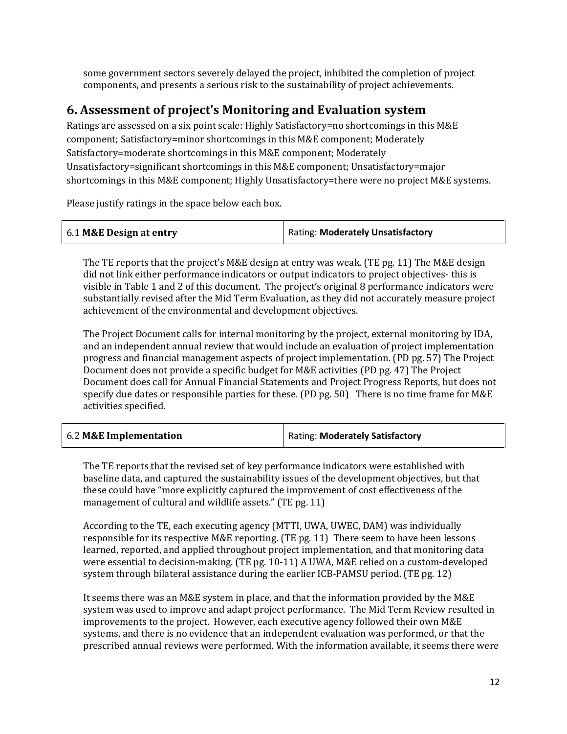some government sectors severely delayed the project, inhibited the completion of project components, and presents a serious risk to the sustainability of project achievements.

## 6. Assessment of project's Monitoring and Evaluation system

Ratings are assessed on a six point scale: Highly Satisfactory=no shortcomings in this M&E component; Satisfactory=minor shortcomings in this M&E component; Moderately Satisfactory=moderate shortcomings in this M&E component; Moderately Unsatisfactory=significant shortcomings in this M&E component; Unsatisfactory=major shortcomings in this M&E component; Highly Unsatisfactory=there were no project M&E systems.

Please justify ratings in the space below each box.

| 6.1 **M&E Design at entry** | Rating: **Moderately Unsatisfactory** |
|---|---|

The TE reports that the project's M&E design at entry was weak. (TE pg. 11) The M&E design did not link either performance indicators or output indicators to project objectives- this is visible in Table 1 and 2 of this document. The project's original 8 performance indicators were substantially revised after the Mid Term Evaluation, as they did not accurately measure project achievement of the environmental and development objectives.

The Project Document calls for internal monitoring by the project, external monitoring by IDA, and an independent annual review that would include an evaluation of project implementation progress and financial management aspects of project implementation. (PD pg. 57) The Project Document does not provide a specific budget for M&E activities (PD pg. 47) The Project Document does call for Annual Financial Statements and Project Progress Reports, but does not specify due dates or responsible parties for these. (PD pg. 50) There is no time frame for M&E activities specified.

| 6.2 **M&E Implementation** | Rating: **Moderately Satisfactory** |
|---|---|

The TE reports that the revised set of key performance indicators were established with baseline data, and captured the sustainability issues of the development objectives, but that these could have "more explicitly captured the improvement of cost effectiveness of the management of cultural and wildlife assets." (TE pg. 11)

According to the TE, each executing agency (MTTI, UWA, UWEC, DAM) was individually responsible for its respective M&E reporting. (TE pg. 11) There seem to have been lessons learned, reported, and applied throughout project implementation, and that monitoring data were essential to decision-making. (TE pg. 10-11) A UWA, M&E relied on a custom-developed system through bilateral assistance during the earlier ICB-PAMSU period. (TE pg. 12)

It seems there was an M&E system in place, and that the information provided by the M&E system was used to improve and adapt project performance. The Mid Term Review resulted in improvements to the project. However, each executive agency followed their own M&E systems, and there is no evidence that an independent evaluation was performed, or that the prescribed annual reviews were performed. With the information available, it seems there were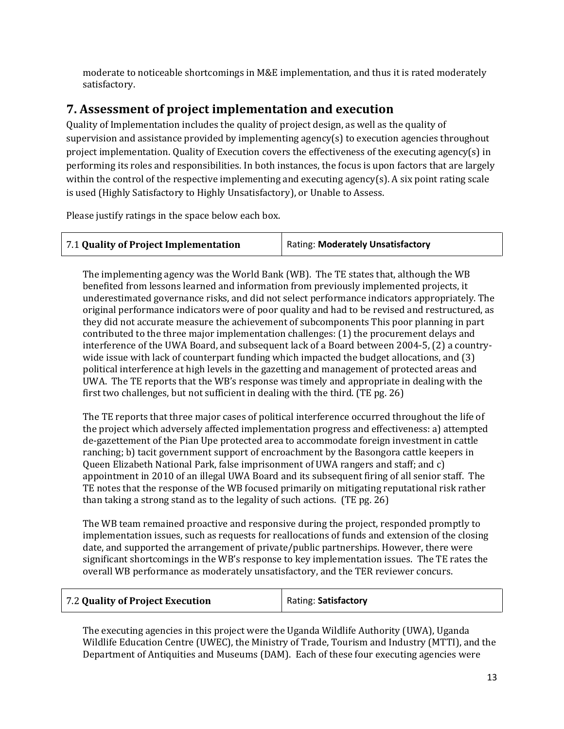moderate to noticeable shortcomings in M&E implementation, and thus it is rated moderately satisfactory.

## 7. Assessment of project implementation and execution

Quality of Implementation includes the quality of project design, as well as the quality of supervision and assistance provided by implementing agency(s) to execution agencies throughout project implementation. Quality of Execution covers the effectiveness of the executing agency(s) in performing its roles and responsibilities. In both instances, the focus is upon factors that are largely within the control of the respective implementing and executing agency(s). A six point rating scale is used (Highly Satisfactory to Highly Unsatisfactory), or Unable to Assess.

Please justify ratings in the space below each box.

| 7.1 **Quality of Project Implementation** | Rating: **Moderately Unsatisfactory** |
|---|---|

The implementing agency was the World Bank (WB). The TE states that, although the WB benefited from lessons learned and information from previously implemented projects, it underestimated governance risks, and did not select performance indicators appropriately. The original performance indicators were of poor quality and had to be revised and restructured, as they did not accurate measure the achievement of subcomponents This poor planning in part contributed to the three major implementation challenges: (1) the procurement delays and interference of the UWA Board, and subsequent lack of a Board between 2004-5, (2) a country-wide issue with lack of counterpart funding which impacted the budget allocations, and (3) political interference at high levels in the gazetting and management of protected areas and UWA. The TE reports that the WB's response was timely and appropriate in dealing with the first two challenges, but not sufficient in dealing with the third. (TE pg. 26)

The TE reports that three major cases of political interference occurred throughout the life of the project which adversely affected implementation progress and effectiveness: a) attempted de-gazettement of the Pian Upe protected area to accommodate foreign investment in cattle ranching; b) tacit government support of encroachment by the Basongora cattle keepers in Queen Elizabeth National Park, false imprisonment of UWA rangers and staff; and c) appointment in 2010 of an illegal UWA Board and its subsequent firing of all senior staff. The TE notes that the response of the WB focused primarily on mitigating reputational risk rather than taking a strong stand as to the legality of such actions. (TE pg. 26)

The WB team remained proactive and responsive during the project, responded promptly to implementation issues, such as requests for reallocations of funds and extension of the closing date, and supported the arrangement of private/public partnerships. However, there were significant shortcomings in the WB's response to key implementation issues. The TE rates the overall WB performance as moderately unsatisfactory, and the TER reviewer concurs.

| 7.2 **Quality of Project Execution** | Rating: **Satisfactory** |
|---|---|

The executing agencies in this project were the Uganda Wildlife Authority (UWA), Uganda Wildlife Education Centre (UWEC), the Ministry of Trade, Tourism and Industry (MTTI), and the Department of Antiquities and Museums (DAM). Each of these four executing agencies were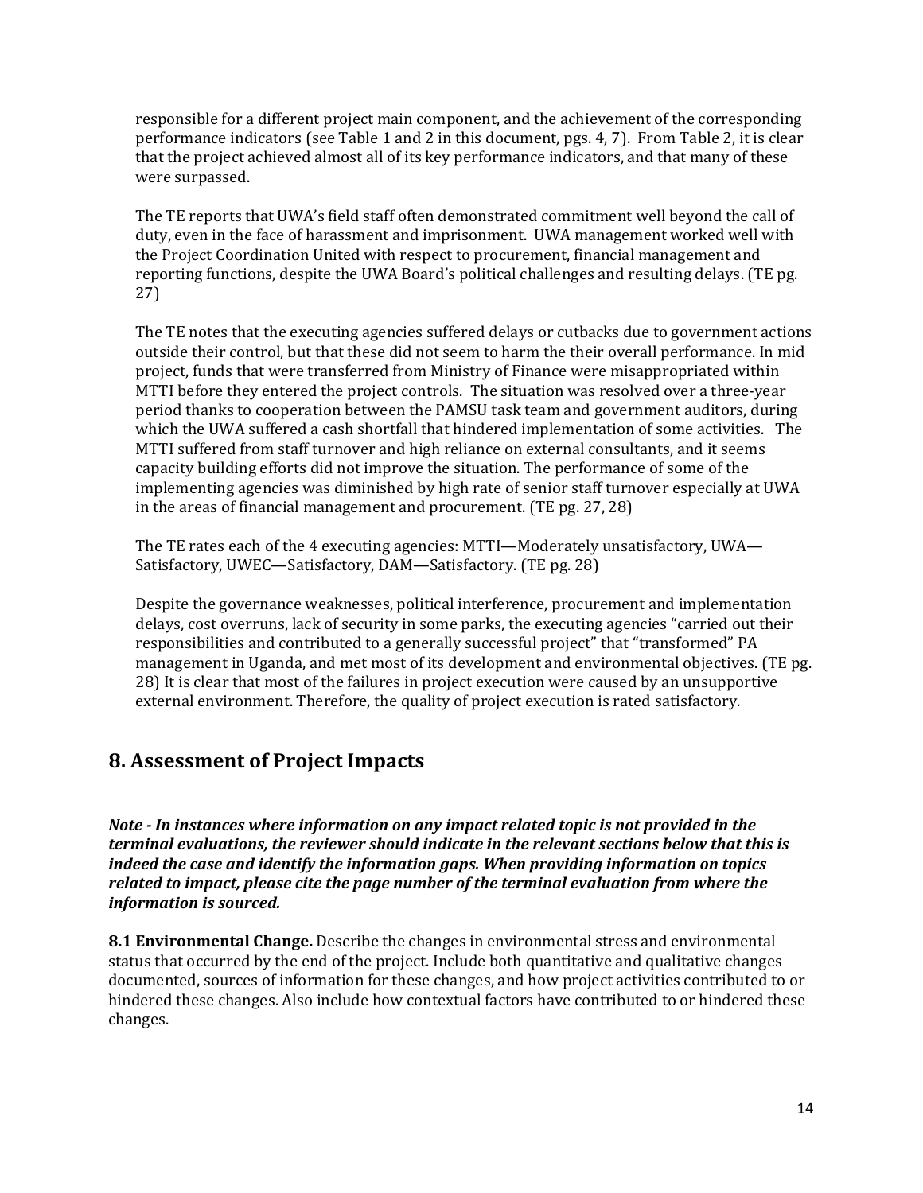responsible for a different project main component, and the achievement of the corresponding performance indicators (see Table 1 and 2 in this document, pgs. 4, 7). From Table 2, it is clear that the project achieved almost all of its key performance indicators, and that many of these were surpassed.

The TE reports that UWA's field staff often demonstrated commitment well beyond the call of duty, even in the face of harassment and imprisonment. UWA management worked well with the Project Coordination United with respect to procurement, financial management and reporting functions, despite the UWA Board's political challenges and resulting delays. (TE pg. 27)

The TE notes that the executing agencies suffered delays or cutbacks due to government actions outside their control, but that these did not seem to harm the their overall performance. In mid project, funds that were transferred from Ministry of Finance were misappropriated within MTTI before they entered the project controls. The situation was resolved over a three-year period thanks to cooperation between the PAMSU task team and government auditors, during which the UWA suffered a cash shortfall that hindered implementation of some activities. The MTTI suffered from staff turnover and high reliance on external consultants, and it seems capacity building efforts did not improve the situation. The performance of some of the implementing agencies was diminished by high rate of senior staff turnover especially at UWA in the areas of financial management and procurement. (TE pg. 27, 28)

The TE rates each of the 4 executing agencies: MTTI—Moderately unsatisfactory, UWA—Satisfactory, UWEC—Satisfactory, DAM—Satisfactory. (TE pg. 28)

Despite the governance weaknesses, political interference, procurement and implementation delays, cost overruns, lack of security in some parks, the executing agencies "carried out their responsibilities and contributed to a generally successful project" that "transformed" PA management in Uganda, and met most of its development and environmental objectives. (TE pg. 28) It is clear that most of the failures in project execution were caused by an unsupportive external environment. Therefore, the quality of project execution is rated satisfactory.

## 8. Assessment of Project Impacts

***Note - In instances where information on any impact related topic is not provided in the terminal evaluations, the reviewer should indicate in the relevant sections below that this is indeed the case and identify the information gaps. When providing information on topics related to impact, please cite the page number of the terminal evaluation from where the information is sourced.***

**8.1 Environmental Change.** Describe the changes in environmental stress and environmental status that occurred by the end of the project. Include both quantitative and qualitative changes documented, sources of information for these changes, and how project activities contributed to or hindered these changes. Also include how contextual factors have contributed to or hindered these changes.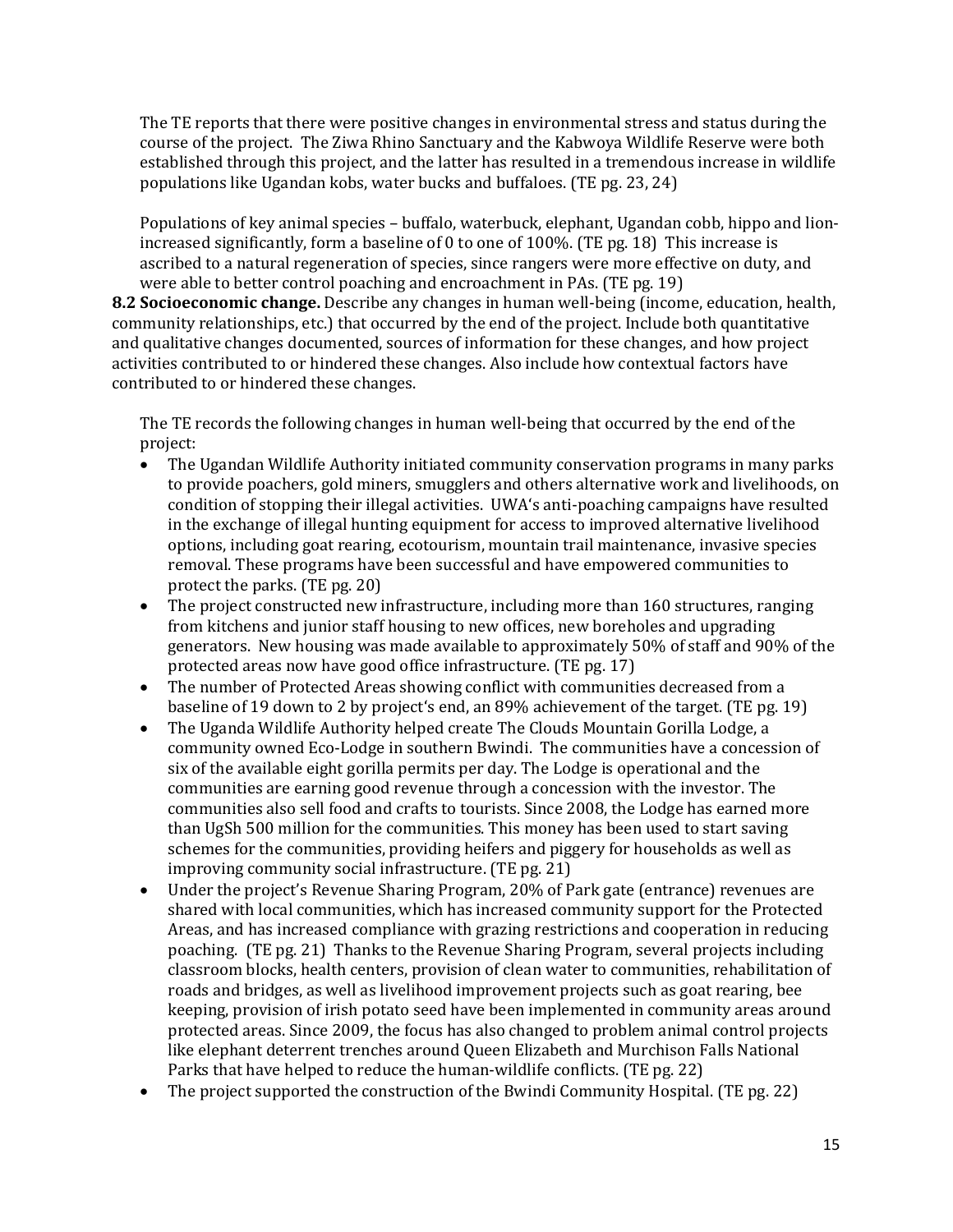The TE reports that there were positive changes in environmental stress and status during the course of the project. The Ziwa Rhino Sanctuary and the Kabwoya Wildlife Reserve were both established through this project, and the latter has resulted in a tremendous increase in wildlife populations like Ugandan kobs, water bucks and buffaloes. (TE pg. 23, 24)

Populations of key animal species – buffalo, waterbuck, elephant, Ugandan cobb, hippo and lion- increased significantly, form a baseline of 0 to one of 100%. (TE pg. 18) This increase is ascribed to a natural regeneration of species, since rangers were more effective on duty, and were able to better control poaching and encroachment in PAs. (TE pg. 19)

**8.2 Socioeconomic change.** Describe any changes in human well-being (income, education, health, community relationships, etc.) that occurred by the end of the project. Include both quantitative and qualitative changes documented, sources of information for these changes, and how project activities contributed to or hindered these changes. Also include how contextual factors have contributed to or hindered these changes.

The TE records the following changes in human well-being that occurred by the end of the project:

- The Ugandan Wildlife Authority initiated community conservation programs in many parks to provide poachers, gold miners, smugglers and others alternative work and livelihoods, on condition of stopping their illegal activities. UWA's anti-poaching campaigns have resulted in the exchange of illegal hunting equipment for access to improved alternative livelihood options, including goat rearing, ecotourism, mountain trail maintenance, invasive species removal. These programs have been successful and have empowered communities to protect the parks. (TE pg. 20)
- The project constructed new infrastructure, including more than 160 structures, ranging from kitchens and junior staff housing to new offices, new boreholes and upgrading generators. New housing was made available to approximately 50% of staff and 90% of the protected areas now have good office infrastructure. (TE pg. 17)
- The number of Protected Areas showing conflict with communities decreased from a baseline of 19 down to 2 by project's end, an 89% achievement of the target. (TE pg. 19)
- The Uganda Wildlife Authority helped create The Clouds Mountain Gorilla Lodge, a community owned Eco-Lodge in southern Bwindi. The communities have a concession of six of the available eight gorilla permits per day. The Lodge is operational and the communities are earning good revenue through a concession with the investor. The communities also sell food and crafts to tourists. Since 2008, the Lodge has earned more than UgSh 500 million for the communities. This money has been used to start saving schemes for the communities, providing heifers and piggery for households as well as improving community social infrastructure. (TE pg. 21)
- Under the project's Revenue Sharing Program, 20% of Park gate (entrance) revenues are shared with local communities, which has increased community support for the Protected Areas, and has increased compliance with grazing restrictions and cooperation in reducing poaching. (TE pg. 21) Thanks to the Revenue Sharing Program, several projects including classroom blocks, health centers, provision of clean water to communities, rehabilitation of roads and bridges, as well as livelihood improvement projects such as goat rearing, bee keeping, provision of irish potato seed have been implemented in community areas around protected areas. Since 2009, the focus has also changed to problem animal control projects like elephant deterrent trenches around Queen Elizabeth and Murchison Falls National Parks that have helped to reduce the human-wildlife conflicts. (TE pg. 22)
- The project supported the construction of the Bwindi Community Hospital. (TE pg. 22)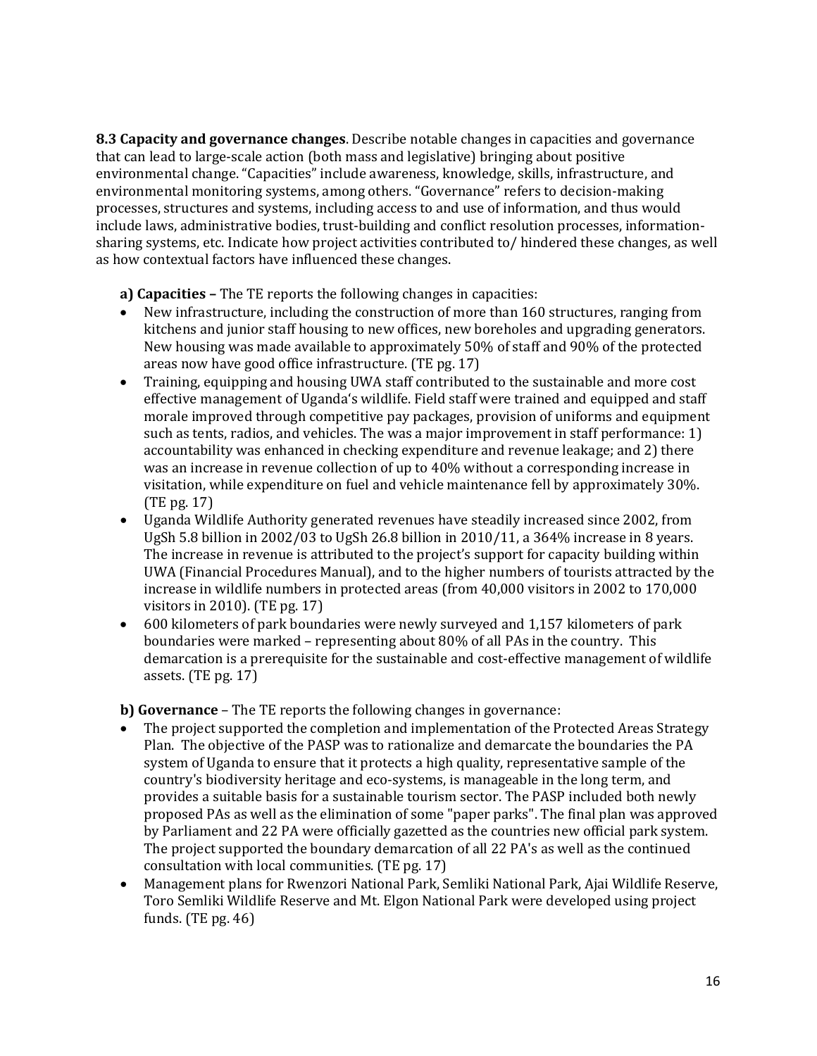**8.3 Capacity and governance changes**. Describe notable changes in capacities and governance that can lead to large-scale action (both mass and legislative) bringing about positive environmental change. "Capacities" include awareness, knowledge, skills, infrastructure, and environmental monitoring systems, among others. "Governance" refers to decision-making processes, structures and systems, including access to and use of information, and thus would include laws, administrative bodies, trust-building and conflict resolution processes, information-sharing systems, etc. Indicate how project activities contributed to/ hindered these changes, as well as how contextual factors have influenced these changes.

**a) Capacities –** The TE reports the following changes in capacities:

- New infrastructure, including the construction of more than 160 structures, ranging from kitchens and junior staff housing to new offices, new boreholes and upgrading generators. New housing was made available to approximately 50% of staff and 90% of the protected areas now have good office infrastructure. (TE pg. 17)
- Training, equipping and housing UWA staff contributed to the sustainable and more cost effective management of Uganda's wildlife. Field staff were trained and equipped and staff morale improved through competitive pay packages, provision of uniforms and equipment such as tents, radios, and vehicles. The was a major improvement in staff performance: 1) accountability was enhanced in checking expenditure and revenue leakage; and 2) there was an increase in revenue collection of up to 40% without a corresponding increase in visitation, while expenditure on fuel and vehicle maintenance fell by approximately 30%. (TE pg. 17)
- Uganda Wildlife Authority generated revenues have steadily increased since 2002, from UgSh 5.8 billion in 2002/03 to UgSh 26.8 billion in 2010/11, a 364% increase in 8 years. The increase in revenue is attributed to the project's support for capacity building within UWA (Financial Procedures Manual), and to the higher numbers of tourists attracted by the increase in wildlife numbers in protected areas (from 40,000 visitors in 2002 to 170,000 visitors in 2010). (TE pg. 17)
- 600 kilometers of park boundaries were newly surveyed and 1,157 kilometers of park boundaries were marked – representing about 80% of all PAs in the country. This demarcation is a prerequisite for the sustainable and cost-effective management of wildlife assets. (TE pg. 17)

**b) Governance** – The TE reports the following changes in governance:

- The project supported the completion and implementation of the Protected Areas Strategy Plan. The objective of the PASP was to rationalize and demarcate the boundaries the PA system of Uganda to ensure that it protects a high quality, representative sample of the country's biodiversity heritage and eco-systems, is manageable in the long term, and provides a suitable basis for a sustainable tourism sector. The PASP included both newly proposed PAs as well as the elimination of some "paper parks". The final plan was approved by Parliament and 22 PA were officially gazetted as the countries new official park system. The project supported the boundary demarcation of all 22 PA's as well as the continued consultation with local communities. (TE pg. 17)
- Management plans for Rwenzori National Park, Semliki National Park, Ajai Wildlife Reserve, Toro Semliki Wildlife Reserve and Mt. Elgon National Park were developed using project funds. (TE pg. 46)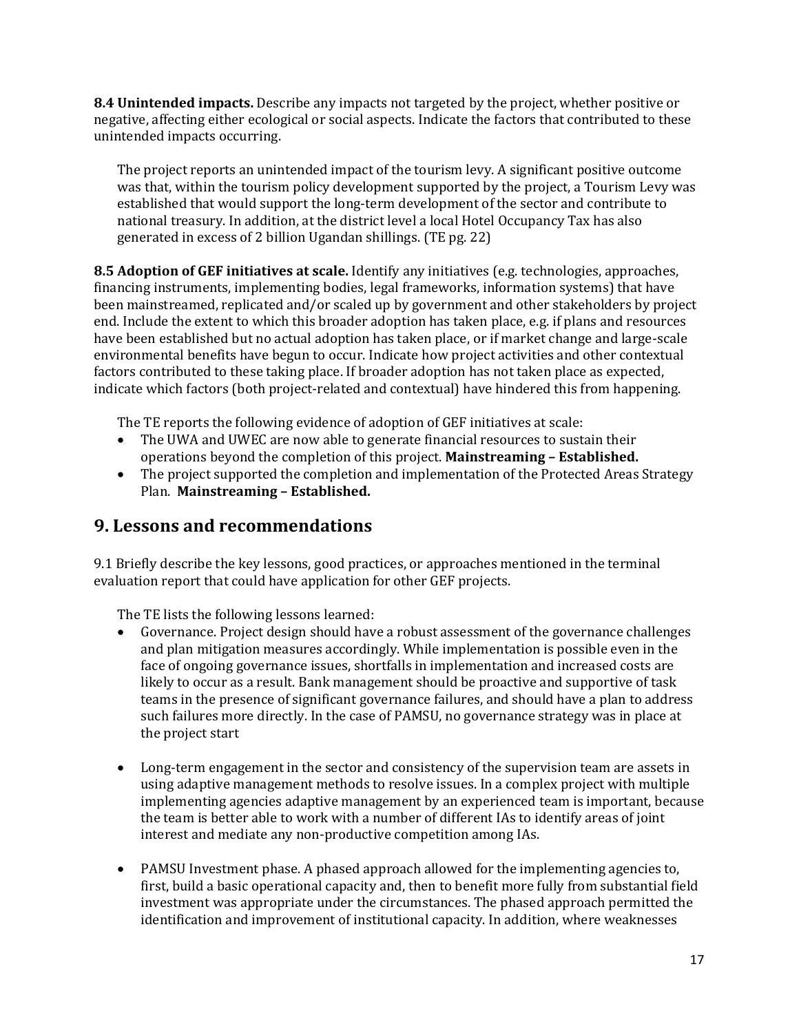**8.4 Unintended impacts.** Describe any impacts not targeted by the project, whether positive or negative, affecting either ecological or social aspects. Indicate the factors that contributed to these unintended impacts occurring.

The project reports an unintended impact of the tourism levy. A significant positive outcome was that, within the tourism policy development supported by the project, a Tourism Levy was established that would support the long-term development of the sector and contribute to national treasury. In addition, at the district level a local Hotel Occupancy Tax has also generated in excess of 2 billion Ugandan shillings. (TE pg. 22)

**8.5 Adoption of GEF initiatives at scale.** Identify any initiatives (e.g. technologies, approaches, financing instruments, implementing bodies, legal frameworks, information systems) that have been mainstreamed, replicated and/or scaled up by government and other stakeholders by project end. Include the extent to which this broader adoption has taken place, e.g. if plans and resources have been established but no actual adoption has taken place, or if market change and large-scale environmental benefits have begun to occur. Indicate how project activities and other contextual factors contributed to these taking place. If broader adoption has not taken place as expected, indicate which factors (both project-related and contextual) have hindered this from happening.

The TE reports the following evidence of adoption of GEF initiatives at scale:

- The UWA and UWEC are now able to generate financial resources to sustain their operations beyond the completion of this project. **Mainstreaming – Established.**
- The project supported the completion and implementation of the Protected Areas Strategy Plan. **Mainstreaming – Established.**

## 9. Lessons and recommendations

9.1 Briefly describe the key lessons, good practices, or approaches mentioned in the terminal evaluation report that could have application for other GEF projects.

The TE lists the following lessons learned:

- Governance. Project design should have a robust assessment of the governance challenges and plan mitigation measures accordingly. While implementation is possible even in the face of ongoing governance issues, shortfalls in implementation and increased costs are likely to occur as a result. Bank management should be proactive and supportive of task teams in the presence of significant governance failures, and should have a plan to address such failures more directly. In the case of PAMSU, no governance strategy was in place at the project start

- Long-term engagement in the sector and consistency of the supervision team are assets in using adaptive management methods to resolve issues. In a complex project with multiple implementing agencies adaptive management by an experienced team is important, because the team is better able to work with a number of different IAs to identify areas of joint interest and mediate any non-productive competition among IAs.

- PAMSU Investment phase. A phased approach allowed for the implementing agencies to, first, build a basic operational capacity and, then to benefit more fully from substantial field investment was appropriate under the circumstances. The phased approach permitted the identification and improvement of institutional capacity. In addition, where weaknesses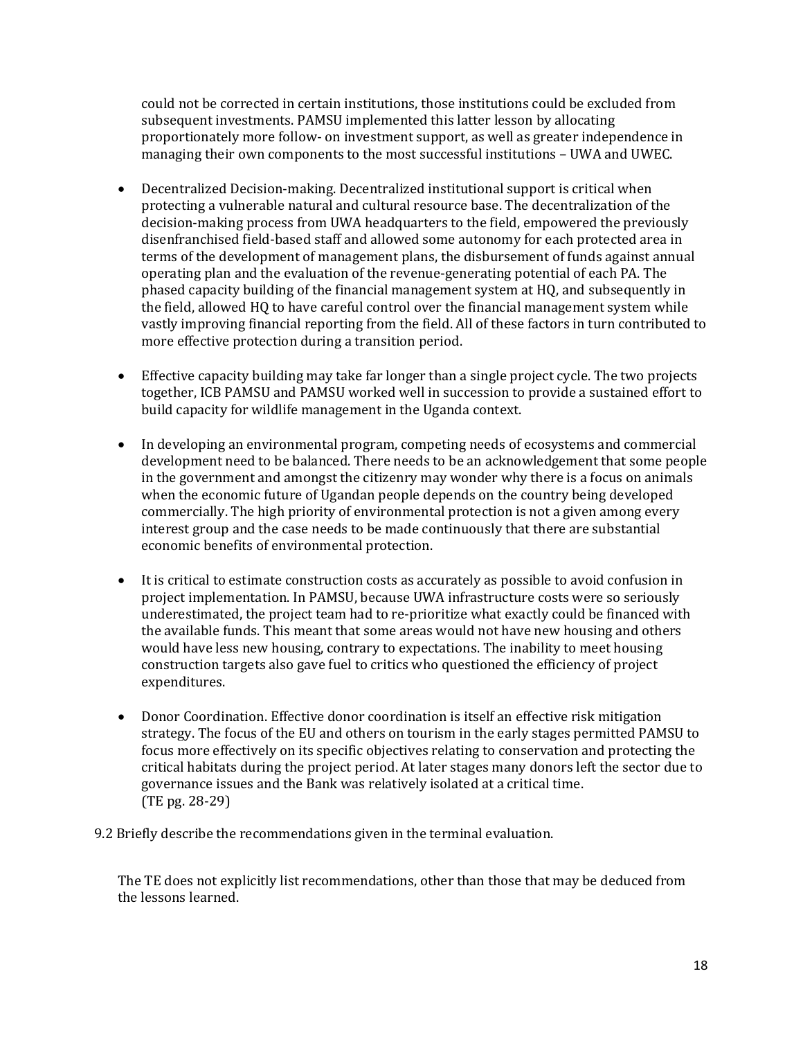could not be corrected in certain institutions, those institutions could be excluded from subsequent investments. PAMSU implemented this latter lesson by allocating proportionately more follow- on investment support, as well as greater independence in managing their own components to the most successful institutions – UWA and UWEC.

- Decentralized Decision-making. Decentralized institutional support is critical when protecting a vulnerable natural and cultural resource base. The decentralization of the decision-making process from UWA headquarters to the field, empowered the previously disenfranchised field-based staff and allowed some autonomy for each protected area in terms of the development of management plans, the disbursement of funds against annual operating plan and the evaluation of the revenue-generating potential of each PA. The phased capacity building of the financial management system at HQ, and subsequently in the field, allowed HQ to have careful control over the financial management system while vastly improving financial reporting from the field. All of these factors in turn contributed to more effective protection during a transition period.

- Effective capacity building may take far longer than a single project cycle. The two projects together, ICB PAMSU and PAMSU worked well in succession to provide a sustained effort to build capacity for wildlife management in the Uganda context.

- In developing an environmental program, competing needs of ecosystems and commercial development need to be balanced. There needs to be an acknowledgement that some people in the government and amongst the citizenry may wonder why there is a focus on animals when the economic future of Ugandan people depends on the country being developed commercially. The high priority of environmental protection is not a given among every interest group and the case needs to be made continuously that there are substantial economic benefits of environmental protection.

- It is critical to estimate construction costs as accurately as possible to avoid confusion in project implementation. In PAMSU, because UWA infrastructure costs were so seriously underestimated, the project team had to re-prioritize what exactly could be financed with the available funds. This meant that some areas would not have new housing and others would have less new housing, contrary to expectations. The inability to meet housing construction targets also gave fuel to critics who questioned the efficiency of project expenditures.

- Donor Coordination. Effective donor coordination is itself an effective risk mitigation strategy. The focus of the EU and others on tourism in the early stages permitted PAMSU to focus more effectively on its specific objectives relating to conservation and protecting the critical habitats during the project period. At later stages many donors left the sector due to governance issues and the Bank was relatively isolated at a critical time.
(TE pg. 28-29)

9.2 Briefly describe the recommendations given in the terminal evaluation.

The TE does not explicitly list recommendations, other than those that may be deduced from the lessons learned.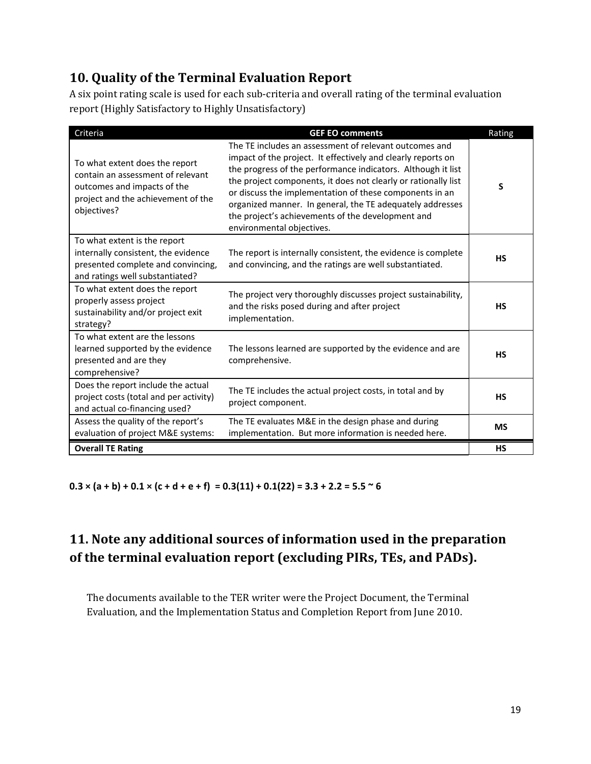## 10. Quality of the Terminal Evaluation Report

A six point rating scale is used for each sub-criteria and overall rating of the terminal evaluation report (Highly Satisfactory to Highly Unsatisfactory)

| Criteria | GEF EO comments | Rating |
|---|---|---|
| To what extent does the report contain an assessment of relevant outcomes and impacts of the project and the achievement of the objectives? | The TE includes an assessment of relevant outcomes and impact of the project. It effectively and clearly reports on the progress of the performance indicators. Although it list the project components, it does not clearly or rationally list or discuss the implementation of these components in an organized manner. In general, the TE adequately addresses the project's achievements of the development and environmental objectives. | **S** |
| To what extent is the report internally consistent, the evidence presented complete and convincing, and ratings well substantiated? | The report is internally consistent, the evidence is complete and convincing, and the ratings are well substantiated. | **HS** |
| To what extent does the report properly assess project sustainability and/or project exit strategy? | The project very thoroughly discusses project sustainability, and the risks posed during and after project implementation. | **HS** |
| To what extent are the lessons learned supported by the evidence presented and are they comprehensive? | The lessons learned are supported by the evidence and are comprehensive. | **HS** |
| Does the report include the actual project costs (total and per activity) and actual co-financing used? | The TE includes the actual project costs, in total and by project component. | **HS** |
| Assess the quality of the report's evaluation of project M&E systems: | The TE evaluates M&E in the design phase and during implementation. But more information is needed here. | **MS** |
| **Overall TE Rating** | | **HS** |

**$0.3 \times (a + b) + 0.1 \times (c + d + e + f) = 0.3(11) + 0.1(22) = 3.3 + 2.2 = 5.5 \sim 6$**

## 11. Note any additional sources of information used in the preparation of the terminal evaluation report (excluding PIRs, TEs, and PADs).

The documents available to the TER writer were the Project Document, the Terminal Evaluation, and the Implementation Status and Completion Report from June 2010.